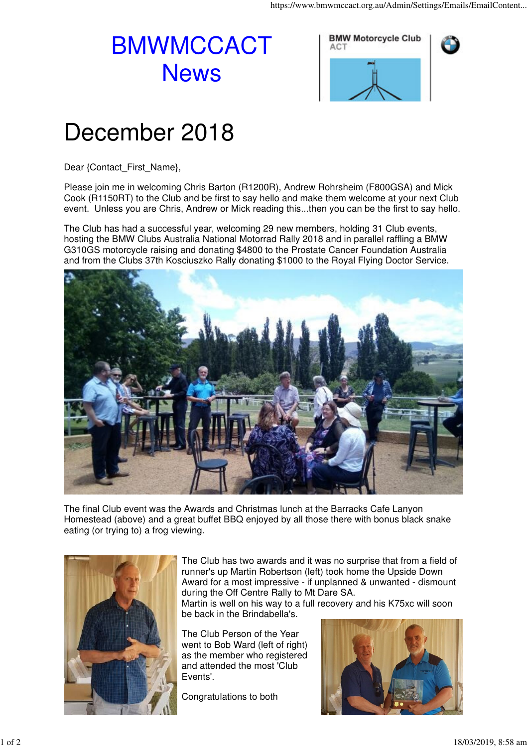# BMWMCCACT News

# December 2018

Dear {Contact_First_Name},

Please join me in welcoming Chris Barton (R1200R), Andrew Rohrsheim (F800GSA) and Mick Cook (R1150RT) to the Club and be first to say hello and make them welcome at your next Club event. Unless you are Chris, Andrew or Mick reading this...then you can be the first to say hello.

The Club has had a successful year, welcoming 29 new members, holding 31 Club events, hosting the BMW Clubs Australia National Motorrad Rally 2018 and in parallel raffling a BMW G310GS motorcycle raising and donating $4800 to the Prostate Cancer Foundation Australia and from the Clubs 37th Kosciuszko Rally donating $1000 to the Royal Flying Doctor Service.

The final Club event was the Awards and Christmas lunch at the Barracks Cafe Lanyon Homestead (above) and a great buffet BBQ enjoyed by all those there with bonus black snake eating (or trying to) a frog viewing.

The Club has two awards and it was no surprise that from a field of runner's up Martin Robertson (left) took home the Upside Down Award for a most impressive - if unplanned & unwanted - dismount during the Off Centre Rally to Mt Dare SA.
Martin is well on his way to a full recovery and his K75xc will soon be back in the Brindabella's.

The Club Person of the Year went to Bob Ward (left of right) as the member who registered and attended the most 'Club Events'.

Congratulations to both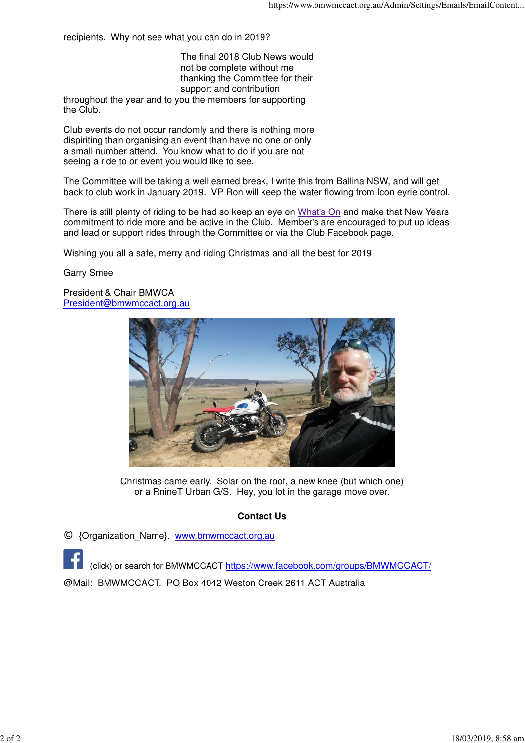recipients. Why not see what you can do in 2019?

The final 2018 Club News would not be complete without me thanking the Committee for their support and contribution throughout the year and to you the members for supporting the Club.

Club events do not occur randomly and there is nothing more dispiriting than organising an event than have no one or only a small number attend. You know what to do if you are not seeing a ride to or event you would like to see.

The Committee will be taking a well earned break, I write this from Ballina NSW, and will get back to club work in January 2019. VP Ron will keep the water flowing from Icon eyrie control.

There is still plenty of riding to be had so keep an eye on What's On and make that New Years commitment to ride more and be active in the Club. Member's are encouraged to put up ideas and lead or support rides through the Committee or via the Club Facebook page.

Wishing you all a safe, merry and riding Christmas and all the best for 2019

Garry Smee

President & Chair BMWCA
President@bmwmccact.org.au

Christmas came early. Solar on the roof, a new knee (but which one) or a RnineT Urban G/S. Hey, you lot in the garage move over.

**Contact Us**

© {Organization_Name}. www.bmwmccact.org.au

(click) or search for BMWMCCACT https://www.facebook.com/groups/BMWMCCACT/

@Mail: BMWMCCACT. PO Box 4042 Weston Creek 2611 ACT Australia